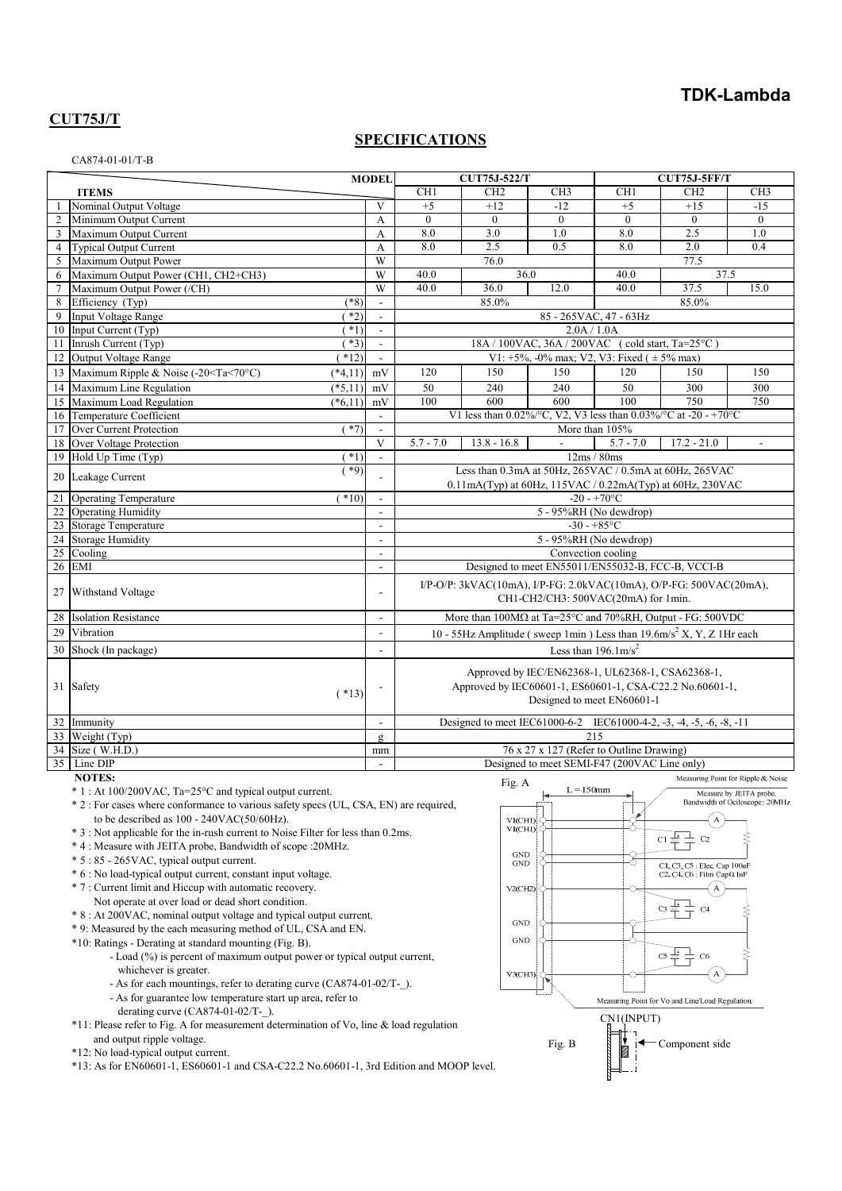**TDK-Lambda**

## CUT75J/T

## SPECIFICATIONS

CA874-01-01/T-B

| | ITEMS | | MODEL | CUT75J-522/T CH1 | CH2 | CH3 | CUT75J-5FF/T CH1 | CH2 | CH3 |
|---|---|---|---|---|---|---|---|---|---|
| 1 | Nominal Output Voltage | | V | +5 | +12 | -12 | +5 | +15 | -15 |
| 2 | Minimum Output Current | | A | 0 | 0 | 0 | 0 | 0 | 0 |
| 3 | Maximum Output Current | | A | 8.0 | 3.0 | 1.0 | 8.0 | 2.5 | 1.0 |
| 4 | Typical Output Current | | A | 8.0 | 2.5 | 0.5 | 8.0 | 2.0 | 0.4 |
| 5 | Maximum Output Power | | W | 76.0 | | | 77.5 | | |
| 6 | Maximum Output Power (CH1, CH2+CH3) | | W | 40.0 | 36.0 | | 40.0 | 37.5 | |
| 7 | Maximum Output Power (/CH) | | W | 40.0 | 36.0 | 12.0 | 40.0 | 37.5 | 15.0 |
| 8 | Efficiency (Typ) | (*8) | - | 85.0% | | | 85.0% | | |
| 9 | Input Voltage Range | (*2) | - | 85 - 265VAC, 47 - 63Hz | | | | | |
| 10 | Input Current (Typ) | (*1) | - | 2.0A / 1.0A | | | | | |
| 11 | Inrush Current (Typ) | (*3) | - | 18A / 100VAC, 36A / 200VAC (cold start, Ta=25°C) | | | | | |
| 12 | Output Voltage Range | (*12) | - | V1: +5%, -0% max; V2, V3: Fixed ( ± 5% max) | | | | | |
| 13 | Maximum Ripple & Noise (-20<Ta<70°C) | (*4,11) | mV | 120 | 150 | 150 | 120 | 150 | 150 |
| 14 | Maximum Line Regulation | (*5,11) | mV | 50 | 240 | 240 | 50 | 300 | 300 |
| 15 | Maximum Load Regulation | (*6,11) | mV | 100 | 600 | 600 | 100 | 750 | 750 |
| 16 | Temperature Coefficient | | - | V1 less than 0.02%/°C, V2, V3 less than 0.03%/°C at -20 - +70°C | | | | | |
| 17 | Over Current Protection | (*7) | - | More than 105% | | | | | |
| 18 | Over Voltage Protection | | V | 5.7 - 7.0 | 13.8 - 16.8 | - | 5.7 - 7.0 | 17.2 - 21.0 | - |
| 19 | Hold Up Time (Typ) | (*1) | - | 12ms / 80ms | | | | | |
| 20 | Leakage Current | (*9) | - | Less than 0.3mA at 50Hz, 265VAC / 0.5mA at 60Hz, 265VAC<br>0.11mA(Typ) at 60Hz, 115VAC / 0.22mA(Typ) at 60Hz, 230VAC | | | | | |
| 21 | Operating Temperature | (*10) | - | -20 - +70°C | | | | | |
| 22 | Operating Humidity | | - | 5 - 95%RH (No dewdrop) | | | | | |
| 23 | Storage Temperature | | - | -30 - +85°C | | | | | |
| 24 | Storage Humidity | | - | 5 - 95%RH (No dewdrop) | | | | | |
| 25 | Cooling | | - | Convection cooling | | | | | |
| 26 | EMI | | - | Designed to meet EN55011/EN55032-B, FCC-B, VCCI-B | | | | | |
| 27 | Withstand Voltage | | - | I/P-O/P: 3kVAC(10mA), I/P-FG: 2.0kVAC(10mA), O/P-FG: 500VAC(20mA),<br>CH1-CH2/CH3: 500VAC(20mA) for 1min. | | | | | |
| 28 | Isolation Resistance | | - | More than 100MΩ at Ta=25°C and 70%RH, Output - FG: 500VDC | | | | | |
| 29 | Vibration | | - | 10 - 55Hz Amplitude ( sweep 1min ) Less than 19.6m/s$^2$ X, Y, Z 1Hr each | | | | | |
| 30 | Shock (In package) | | - | Less than 196.1m/s$^2$ | | | | | |
| 31 | Safety | (*13) | - | Approved by IEC/EN62368-1, UL62368-1, CSA62368-1,<br>Approved by IEC60601-1, ES60601-1, CSA-C22.2 No.60601-1,<br>Designed to meet EN60601-1 | | | | | |
| 32 | Immunity | | - | Designed to meet IEC61000-6-2 IEC61000-4-2, -3, -4, -5, -6, -8, -11 | | | | | |
| 33 | Weight (Typ) | | g | 215 | | | | | |
| 34 | Size ( W.H.D.) | | mm | 76 x 27 x 127 (Refer to Outline Drawing) | | | | | |
| 35 | Line DIP | | - | Designed to meet SEMI-F47 (200VAC Line only) | | | | | |

**NOTES:**

- * 1 : At 100/200VAC, Ta=25°C and typical output current.
- * 2 : For cases where conformance to various safety specs (UL, CSA, EN) are required, to be described as 100 - 240VAC(50/60Hz).
- * 3 : Not applicable for the in-rush current to Noise Filter for less than 0.2ms.
- * 4 : Measure with JEITA probe, Bandwidth of scope :20MHz.
- * 5 : 85 - 265VAC, typical output current.
- * 6 : No load-typical output current, constant input voltage.
- * 7 : Current limit and Hiccup with automatic recovery. Not operate at over load or dead short condition.
- * 8 : At 200VAC, nominal output voltage and typical output current.
- * 9: Measured by the each measuring method of UL, CSA and EN.
- *10: Ratings - Derating at standard mounting (Fig. B).
  - Load (%) is percent of maximum output power or typical output current, whichever is greater.
  - As for each mountings, refer to derating curve (CA874-01-02/T-_).
  - As for guarantee low temperature start up area, refer to derating curve (CA874-01-02/T-_).
- *11: Please refer to Fig. A for measurement determination of Vo, line & load regulation and output ripple voltage.
- *12: No load-typical output current.
- *13: As for EN60601-1, ES60601-1 and CSA-C22.2 No.60601-1, 3rd Edition and MOOP level.

Fig. A

Measuring Point for Ripple & Noise

Measure by JEITA probe. Bandwidth of Ocilloscope: 20MHz

L = 150mm

V1(CH1), V1(CH1), GND, GND, V2(CH2), GND, GND, V3(CH3)

C1, C3, C5 : Elec. Cap 100uF
C2, C4, C6 : Film Cap 0.1uF

Measuring Point for Vo and Line/Load Regulation.

Fig. B

CN1(INPUT)

Component side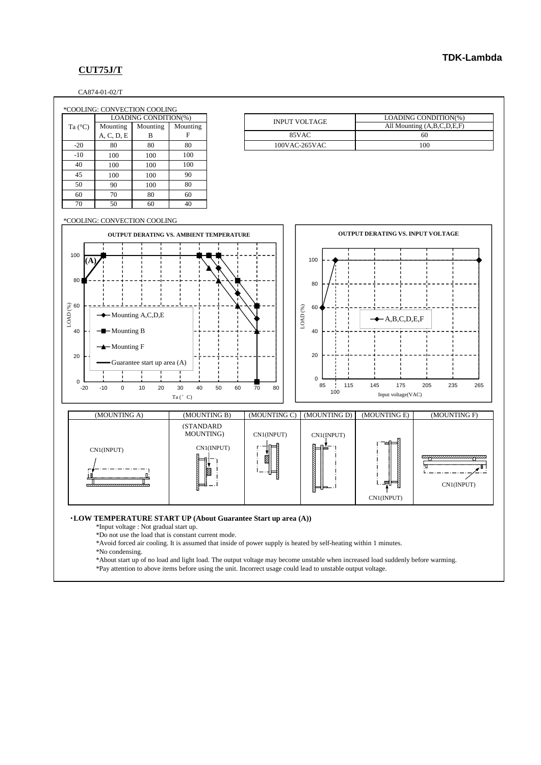**TDK-Lambda**

## CUT75J/T

CA874-01-02/T

*COOLING: CONVECTION COOLING

| Ta (°C) | LOADING CONDITION(%) | | |
|---|---|---|---|
| | Mounting A, C, D, E | Mounting B | Mounting F |
| -20 | 80 | 80 | 80 |
| -10 | 100 | 100 | 100 |
| 40 | 100 | 100 | 100 |
| 45 | 100 | 100 | 90 |
| 50 | 90 | 100 | 80 |
| 60 | 70 | 80 | 60 |
| 70 | 50 | 60 | 40 |

| INPUT VOLTAGE | LOADING CONDITION(%) All Mounting (A,B,C,D,E,F) |
|---|---|
| 85VAC | 60 |
| 100VAC-265VAC | 100 |

*COOLING: CONVECTION COOLING

OUTPUT DERATING VS. AMBIENT TEMPERATURE

LOAD (%)

100
80
60
40
20
0

(A)

-20 -10 0 10 20 30 40 50 60 70 80

Ta (° C)

Mounting A,C,D,E

Mounting B

Mounting F

Guarantee start up area (A)

OUTPUT DERATING VS. INPUT VOLTAGE

LOAD (%)

100
80
60
40
20
0

85 100 115 145 175 205 235 265

Input voltage(VAC)

A,B,C,D,E,F

| (MOUNTING A) | (MOUNTING B) | (MOUNTING C) | (MOUNTING D) | (MOUNTING E) | (MOUNTING F) |
|---|---|---|---|---|---|
| CN1(INPUT) | (STANDARD MOUNTING) CN1(INPUT) | CN1(INPUT) | CN1(INPUT) | CN1(INPUT) | CN1(INPUT) |

**・LOW TEMPERATURE START UP (About Guarantee Start up area (A))**

*Input voltage : Not gradual start up.
*Do not use the load that is constant current mode.
*Avoid forced air cooling. It is assumed that inside of power supply is heated by self-heating within 1 minutes.
*No condensing.
*About start up of no load and light load. The output voltage may become unstable when increased load suddenly before warming.
*Pay attention to above items before using the unit. Incorrect usage could lead to unstable output voltage.